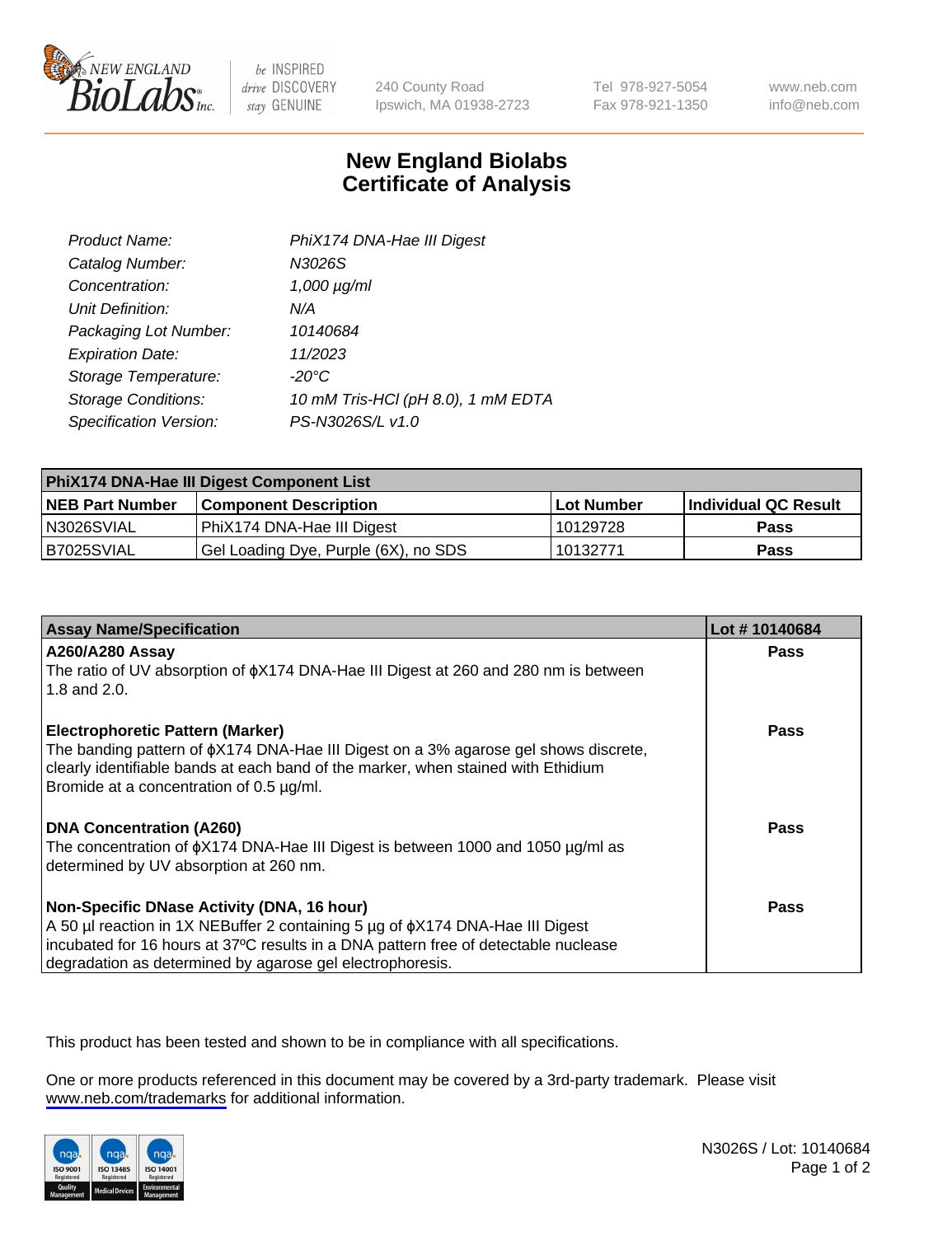# New England Biolabs
## Certificate of Analysis

| | |
|---|---|
| *Product Name:* | *PhiX174 DNA-Hae III Digest* |
| *Catalog Number:* | *N3026S* |
| *Concentration:* | *1,000 µg/ml* |
| *Unit Definition:* | *N/A* |
| *Packaging Lot Number:* | *10140684* |
| *Expiration Date:* | *11/2023* |
| *Storage Temperature:* | *-20°C* |
| *Storage Conditions:* | *10 mM Tris-HCl (pH 8.0), 1 mM EDTA* |
| *Specification Version:* | *PS-N3026S/L v1.0* |

| PhiX174 DNA-Hae III Digest Component List | | | |
|---|---|---|---|
| **NEB Part Number** | **Component Description** | **Lot Number** | **Individual QC Result** |
| N3026SVIAL | PhiX174 DNA-Hae III Digest | 10129728 | **Pass** |
| B7025SVIAL | Gel Loading Dye, Purple (6X), no SDS | 10132771 | **Pass** |

| Assay Name/Specification | Lot # 10140684 |
|---|---|
| **A260/A280 Assay**<br>The ratio of UV absorption of ϕX174 DNA-Hae III Digest at 260 and 280 nm is between 1.8 and 2.0. | **Pass** |
| **Electrophoretic Pattern (Marker)**<br>The banding pattern of ϕX174 DNA-Hae III Digest on a 3% agarose gel shows discrete, clearly identifiable bands at each band of the marker, when stained with Ethidium Bromide at a concentration of 0.5 µg/ml. | **Pass** |
| **DNA Concentration (A260)**<br>The concentration of ϕX174 DNA-Hae III Digest is between 1000 and 1050 µg/ml as determined by UV absorption at 260 nm. | **Pass** |
| **Non-Specific DNase Activity (DNA, 16 hour)**<br>A 50 µl reaction in 1X NEBuffer 2 containing 5 µg of ϕX174 DNA-Hae III Digest incubated for 16 hours at 37ºC results in a DNA pattern free of detectable nuclease degradation as determined by agarose gel electrophoresis. | **Pass** |

This product has been tested and shown to be in compliance with all specifications.

One or more products referenced in this document may be covered by a 3rd-party trademark. Please visit www.neb.com/trademarks for additional information.

N3026S / Lot: 10140684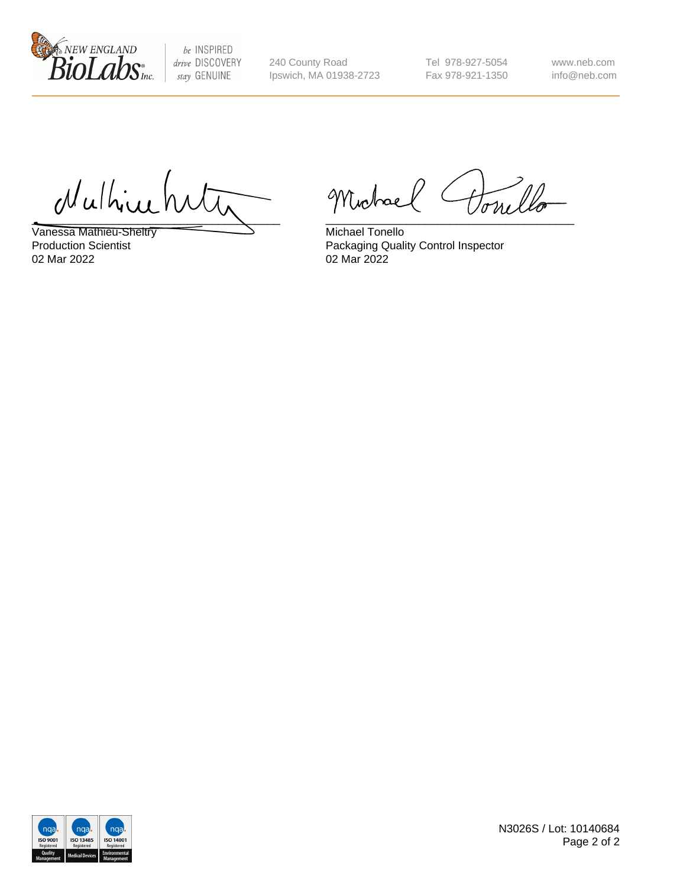240 County Road
Ipswich, MA 01938-2723

Tel 978-927-5054
Fax 978-921-1350

www.neb.com
info@neb.com

Vanessa Mathieu-Sheltry
Production Scientist
02 Mar 2022

Michael Tonello
Packaging Quality Control Inspector
02 Mar 2022

N3026S / Lot: 10140684